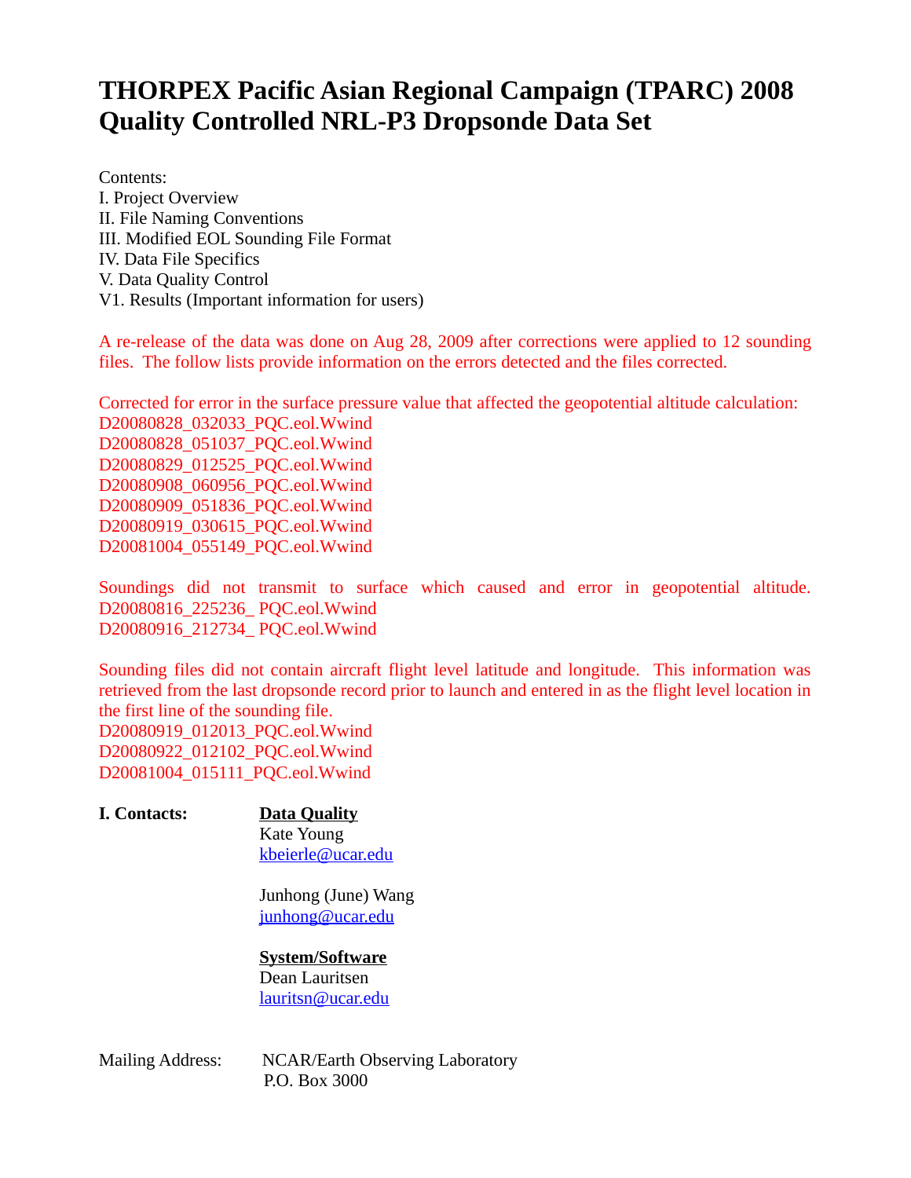# THORPEX Pacific Asian Regional Campaign (TPARC) 2008 Quality Controlled NRL-P3 Dropsonde Data Set

Contents:
I. Project Overview
II. File Naming Conventions
III. Modified EOL Sounding File Format
IV. Data File Specifics
V. Data Quality Control
V1. Results (Important information for users)

A re-release of the data was done on Aug 28, 2009 after corrections were applied to 12 sounding files. The follow lists provide information on the errors detected and the files corrected.

Corrected for error in the surface pressure value that affected the geopotential altitude calculation:
D20080828_032033_PQC.eol.Wwind
D20080828_051037_PQC.eol.Wwind
D20080829_012525_PQC.eol.Wwind
D20080908_060956_PQC.eol.Wwind
D20080909_051836_PQC.eol.Wwind
D20080919_030615_PQC.eol.Wwind
D20081004_055149_PQC.eol.Wwind

Soundings did not transmit to surface which caused and error in geopotential altitude.
D20080816_225236_ PQC.eol.Wwind
D20080916_212734_ PQC.eol.Wwind

Sounding files did not contain aircraft flight level latitude and longitude. This information was retrieved from the last dropsonde record prior to launch and entered in as the flight level location in the first line of the sounding file.
D20080919_012013_PQC.eol.Wwind
D20080922_012102_PQC.eol.Wwind
D20081004_015111_PQC.eol.Wwind

**I. Contacts:**

**Data Quality**
Kate Young
kbeierle@ucar.edu

Junhong (June) Wang
junhong@ucar.edu

**System/Software**
Dean Lauritsen
lauritsn@ucar.edu

Mailing Address: NCAR/Earth Observing Laboratory
P.O. Box 3000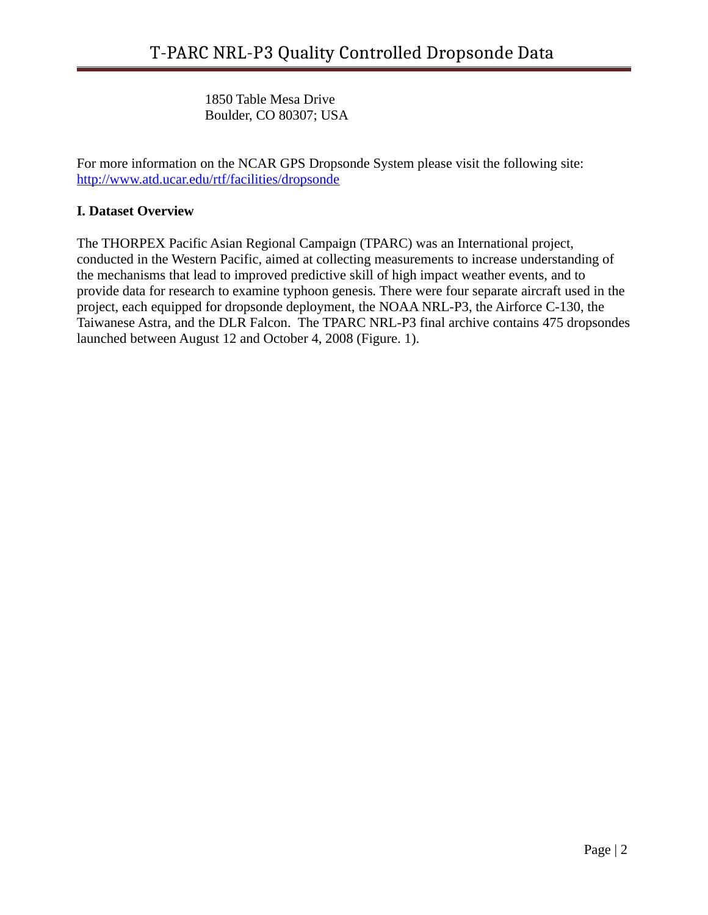1850 Table Mesa Drive
Boulder, CO 80307; USA

For more information on the NCAR GPS Dropsonde System please visit the following site: [http://www.atd.ucar.edu/rtf/facilities/dropsonde](http://www.atd.ucar.edu/rtf/facilities/dropsonde)

## I. Dataset Overview

The THORPEX Pacific Asian Regional Campaign (TPARC) was an International project, conducted in the Western Pacific, aimed at collecting measurements to increase understanding of the mechanisms that lead to improved predictive skill of high impact weather events, and to provide data for research to examine typhoon genesis. There were four separate aircraft used in the project, each equipped for dropsonde deployment, the NOAA NRL-P3, the Airforce C-130, the Taiwanese Astra, and the DLR Falcon. The TPARC NRL-P3 final archive contains 475 dropsondes launched between August 12 and October 4, 2008 (Figure. 1).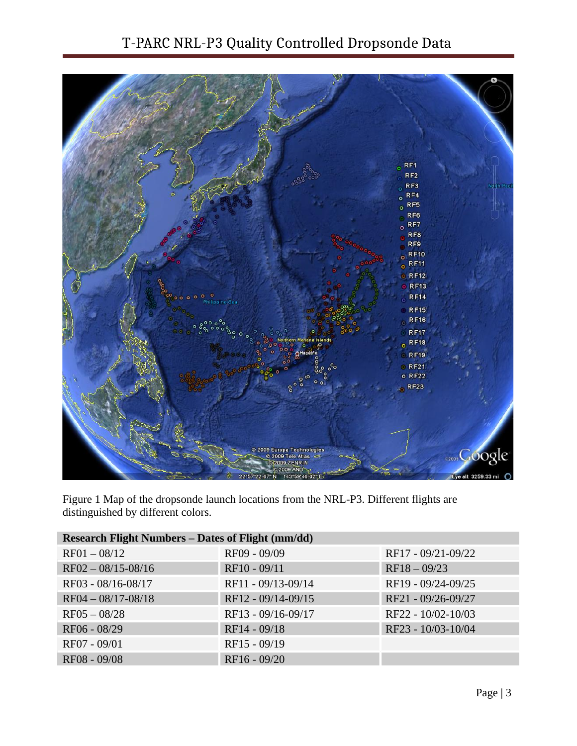# T-PARC NRL-P3 Quality Controlled Dropsonde Data

Figure 1 Map of the dropsonde launch locations from the NRL-P3. Different flights are distinguished by different colors.

| Research Flight Numbers – Dates of Flight (mm/dd) | | |
|---|---|---|
| RF01 – 08/12 | RF09 - 09/09 | RF17 - 09/21-09/22 |
| RF02 – 08/15-08/16 | RF10 - 09/11 | RF18 – 09/23 |
| RF03 - 08/16-08/17 | RF11 - 09/13-09/14 | RF19 - 09/24-09/25 |
| RF04 – 08/17-08/18 | RF12 - 09/14-09/15 | RF21 - 09/26-09/27 |
| RF05 – 08/28 | RF13 - 09/16-09/17 | RF22 - 10/02-10/03 |
| RF06 - 08/29 | RF14 - 09/18 | RF23 - 10/03-10/04 |
| RF07 - 09/01 | RF15 - 09/19 | |
| RF08 - 09/08 | RF16 - 09/20 | |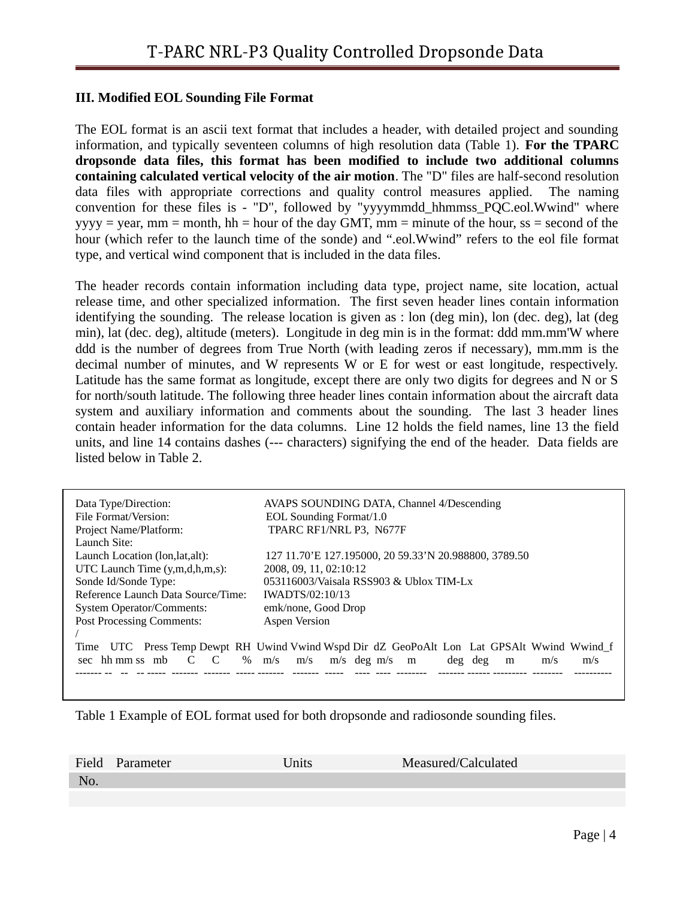### III. Modified EOL Sounding File Format

The EOL format is an ascii text format that includes a header, with detailed project and sounding information, and typically seventeen columns of high resolution data (Table 1). **For the TPARC dropsonde data files, this format has been modified to include two additional columns containing calculated vertical velocity of the air motion**. The "D" files are half-second resolution data files with appropriate corrections and quality control measures applied. The naming convention for these files is - "D", followed by "yyyymmdd_hhmmss_PQC.eol.Wwind" where yyyy = year, mm = month, hh = hour of the day GMT, mm = minute of the hour, ss = second of the hour (which refer to the launch time of the sonde) and ".eol.Wwind" refers to the eol file format type, and vertical wind component that is included in the data files.

The header records contain information including data type, project name, site location, actual release time, and other specialized information. The first seven header lines contain information identifying the sounding. The release location is given as : lon (deg min), lon (dec. deg), lat (deg min), lat (dec. deg), altitude (meters). Longitude in deg min is in the format: ddd mm.mm'W where ddd is the number of degrees from True North (with leading zeros if necessary), mm.mm is the decimal number of minutes, and W represents W or E for west or east longitude, respectively. Latitude has the same format as longitude, except there are only two digits for degrees and N or S for north/south latitude. The following three header lines contain information about the aircraft data system and auxiliary information and comments about the sounding. The last 3 header lines contain header information for the data columns. Line 12 holds the field names, line 13 the field units, and line 14 contains dashes (--- characters) signifying the end of the header. Data fields are listed below in Table 2.

```
Data Type/Direction:                  AVAPS SOUNDING DATA, Channel 4/Descending
File Format/Version:                  EOL Sounding Format/1.0
Project Name/Platform:                TPARC RF1/NRL P3,  N677F
Launch Site:
Launch Location (lon,lat,alt):        127 11.70'E 127.195000, 20 59.33'N 20.988800, 3789.50
UTC Launch Time (y,m,d,h,m,s):        2008, 09, 11, 02:10:12
Sonde Id/Sonde Type:                  053116003/Vaisala RSS903 & Ublox TIM-Lx
Reference Launch Data Source/Time:    IWADTS/02:10/13
System Operator/Comments:             emk/none, Good Drop
Post Processing Comments:             Aspen Version
/
Time    UTC    Press Temp Dewpt  RH  Uwind Vwind Wspd Dir  dZ  GeoPoAlt  Lon   Lat  GPSAlt  Wwind  Wwind_f
 sec  hh mm ss   mb     C     C     %    m/s     m/s     m/s  deg  m/s     m        deg   deg     m        m/s       m/s
------- --  --  -- -----  -------  -------  ----- -------  -------  -----  ----  ----  --------  ------- ------ ---------  --------  ----------
```

Table 1 Example of EOL format used for both dropsonde and radiosonde sounding files.

| Field No. | Parameter | Units | Measured/Calculated |
|---|---|---|---|
| | | | |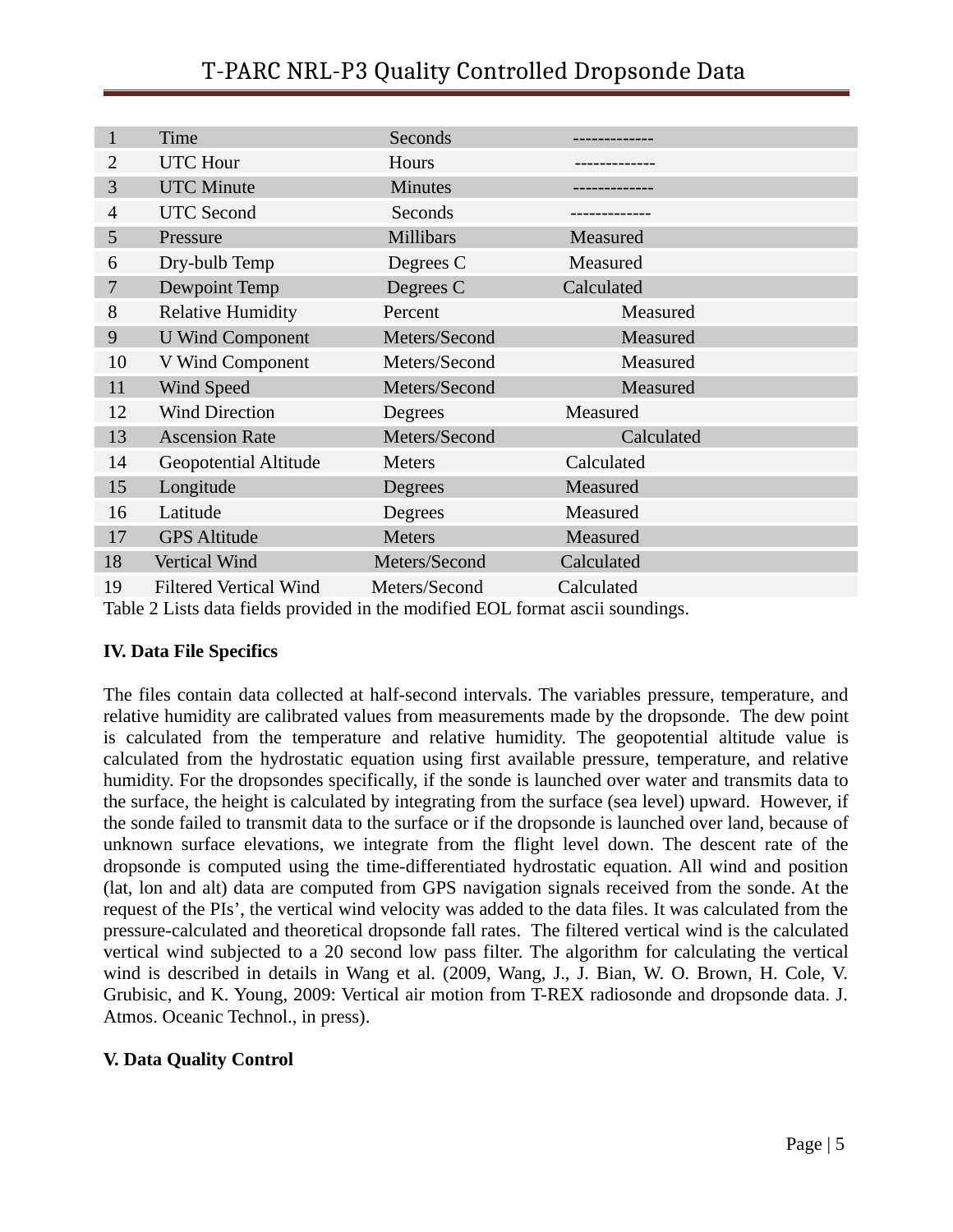| 1 | Time | Seconds | ------------- |
|---|---|---|---|
| 2 | UTC Hour | Hours | ------------- |
| 3 | UTC Minute | Minutes | ------------- |
| 4 | UTC Second | Seconds | ------------- |
| 5 | Pressure | Millibars | Measured |
| 6 | Dry-bulb Temp | Degrees C | Measured |
| 7 | Dewpoint Temp | Degrees C | Calculated |
| 8 | Relative Humidity | Percent | Measured |
| 9 | U Wind Component | Meters/Second | Measured |
| 10 | V Wind Component | Meters/Second | Measured |
| 11 | Wind Speed | Meters/Second | Measured |
| 12 | Wind Direction | Degrees | Measured |
| 13 | Ascension Rate | Meters/Second | Calculated |
| 14 | Geopotential Altitude | Meters | Calculated |
| 15 | Longitude | Degrees | Measured |
| 16 | Latitude | Degrees | Measured |
| 17 | GPS Altitude | Meters | Measured |
| 18 | Vertical Wind | Meters/Second | Calculated |
| 19 | Filtered Vertical Wind | Meters/Second | Calculated |

Table 2 Lists data fields provided in the modified EOL format ascii soundings.

**IV. Data File Specifics**

The files contain data collected at half-second intervals. The variables pressure, temperature, and relative humidity are calibrated values from measurements made by the dropsonde. The dew point is calculated from the temperature and relative humidity. The geopotential altitude value is calculated from the hydrostatic equation using first available pressure, temperature, and relative humidity. For the dropsondes specifically, if the sonde is launched over water and transmits data to the surface, the height is calculated by integrating from the surface (sea level) upward. However, if the sonde failed to transmit data to the surface or if the dropsonde is launched over land, because of unknown surface elevations, we integrate from the flight level down. The descent rate of the dropsonde is computed using the time-differentiated hydrostatic equation. All wind and position (lat, lon and alt) data are computed from GPS navigation signals received from the sonde. At the request of the PIs', the vertical wind velocity was added to the data files. It was calculated from the pressure-calculated and theoretical dropsonde fall rates. The filtered vertical wind is the calculated vertical wind subjected to a 20 second low pass filter. The algorithm for calculating the vertical wind is described in details in Wang et al. (2009, Wang, J., J. Bian, W. O. Brown, H. Cole, V. Grubisic, and K. Young, 2009: Vertical air motion from T-REX radiosonde and dropsonde data. J. Atmos. Oceanic Technol., in press).

**V. Data Quality Control**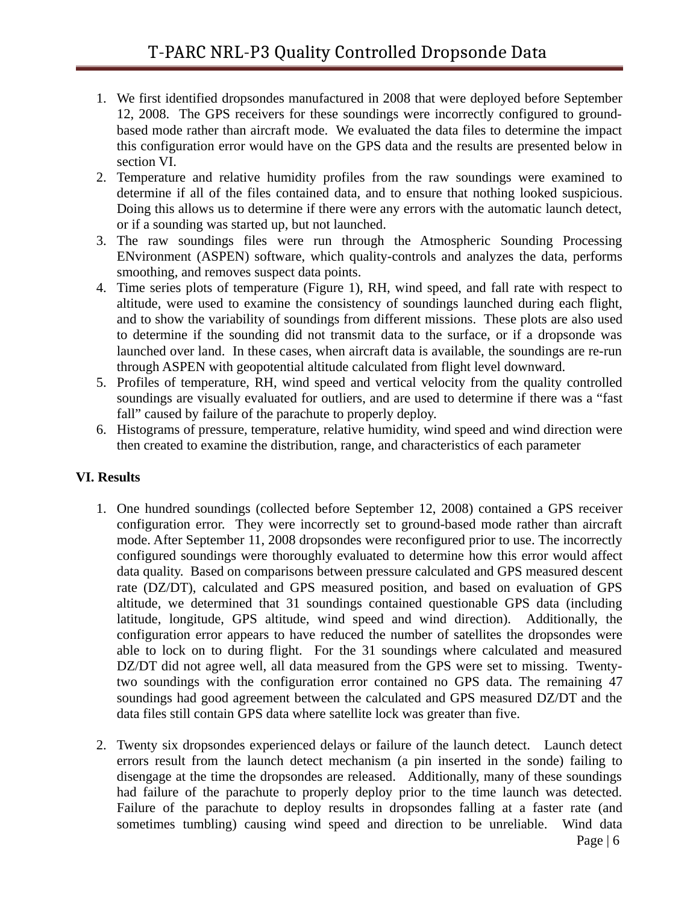1. We first identified dropsondes manufactured in 2008 that were deployed before September 12, 2008. The GPS receivers for these soundings were incorrectly configured to ground-based mode rather than aircraft mode. We evaluated the data files to determine the impact this configuration error would have on the GPS data and the results are presented below in section VI.
2. Temperature and relative humidity profiles from the raw soundings were examined to determine if all of the files contained data, and to ensure that nothing looked suspicious. Doing this allows us to determine if there were any errors with the automatic launch detect, or if a sounding was started up, but not launched.
3. The raw soundings files were run through the Atmospheric Sounding Processing ENvironment (ASPEN) software, which quality-controls and analyzes the data, performs smoothing, and removes suspect data points.
4. Time series plots of temperature (Figure 1), RH, wind speed, and fall rate with respect to altitude, were used to examine the consistency of soundings launched during each flight, and to show the variability of soundings from different missions. These plots are also used to determine if the sounding did not transmit data to the surface, or if a dropsonde was launched over land. In these cases, when aircraft data is available, the soundings are re-run through ASPEN with geopotential altitude calculated from flight level downward.
5. Profiles of temperature, RH, wind speed and vertical velocity from the quality controlled soundings are visually evaluated for outliers, and are used to determine if there was a "fast fall" caused by failure of the parachute to properly deploy.
6. Histograms of pressure, temperature, relative humidity, wind speed and wind direction were then created to examine the distribution, range, and characteristics of each parameter

**VI. Results**

1. One hundred soundings (collected before September 12, 2008) contained a GPS receiver configuration error. They were incorrectly set to ground-based mode rather than aircraft mode. After September 11, 2008 dropsondes were reconfigured prior to use. The incorrectly configured soundings were thoroughly evaluated to determine how this error would affect data quality. Based on comparisons between pressure calculated and GPS measured descent rate (DZ/DT), calculated and GPS measured position, and based on evaluation of GPS altitude, we determined that 31 soundings contained questionable GPS data (including latitude, longitude, GPS altitude, wind speed and wind direction). Additionally, the configuration error appears to have reduced the number of satellites the dropsondes were able to lock on to during flight. For the 31 soundings where calculated and measured DZ/DT did not agree well, all data measured from the GPS were set to missing. Twenty-two soundings with the configuration error contained no GPS data. The remaining 47 soundings had good agreement between the calculated and GPS measured DZ/DT and the data files still contain GPS data where satellite lock was greater than five.

2. Twenty six dropsondes experienced delays or failure of the launch detect. Launch detect errors result from the launch detect mechanism (a pin inserted in the sonde) failing to disengage at the time the dropsondes are released. Additionally, many of these soundings had failure of the parachute to properly deploy prior to the time launch was detected. Failure of the parachute to deploy results in dropsondes falling at a faster rate (and sometimes tumbling) causing wind speed and direction to be unreliable. Wind data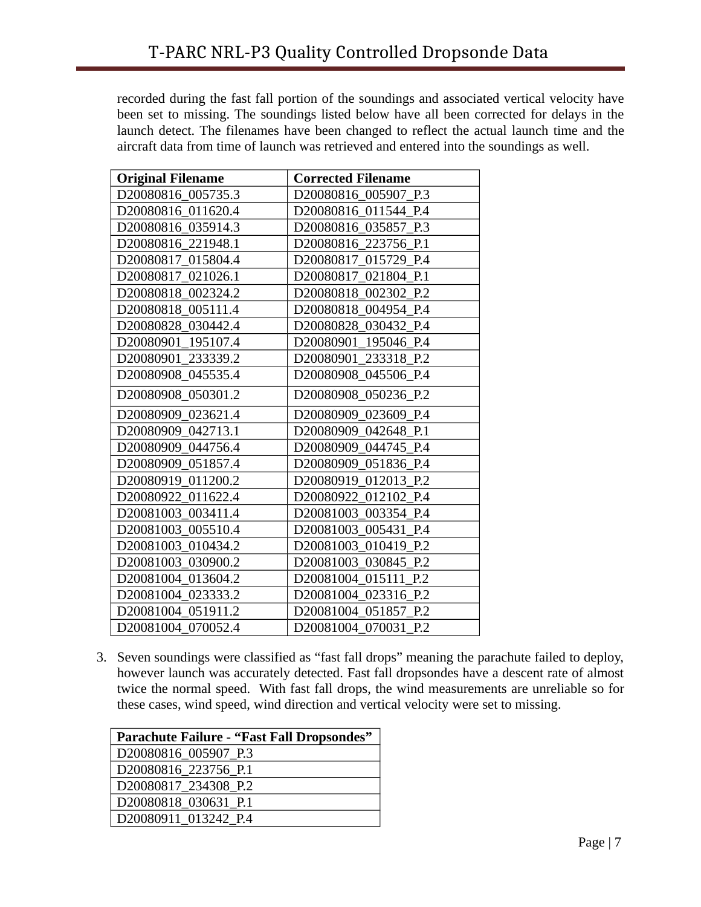recorded during the fast fall portion of the soundings and associated vertical velocity have been set to missing. The soundings listed below have all been corrected for delays in the launch detect. The filenames have been changed to reflect the actual launch time and the aircraft data from time of launch was retrieved and entered into the soundings as well.

| Original Filename | Corrected Filename |
|---|---|
| D20080816_005735.3 | D20080816_005907_P.3 |
| D20080816_011620.4 | D20080816_011544_P.4 |
| D20080816_035914.3 | D20080816_035857_P.3 |
| D20080816_221948.1 | D20080816_223756_P.1 |
| D20080817_015804.4 | D20080817_015729_P.4 |
| D20080817_021026.1 | D20080817_021804_P.1 |
| D20080818_002324.2 | D20080818_002302_P.2 |
| D20080818_005111.4 | D20080818_004954_P.4 |
| D20080828_030442.4 | D20080828_030432_P.4 |
| D20080901_195107.4 | D20080901_195046_P.4 |
| D20080901_233339.2 | D20080901_233318_P.2 |
| D20080908_045535.4 | D20080908_045506_P.4 |
| D20080908_050301.2 | D20080908_050236_P.2 |
| D20080909_023621.4 | D20080909_023609_P.4 |
| D20080909_042713.1 | D20080909_042648_P.1 |
| D20080909_044756.4 | D20080909_044745_P.4 |
| D20080909_051857.4 | D20080909_051836_P.4 |
| D20080919_011200.2 | D20080919_012013_P.2 |
| D20080922_011622.4 | D20080922_012102_P.4 |
| D20081003_003411.4 | D20081003_003354_P.4 |
| D20081003_005510.4 | D20081003_005431_P.4 |
| D20081003_010434.2 | D20081003_010419_P.2 |
| D20081003_030900.2 | D20081003_030845_P.2 |
| D20081004_013604.2 | D20081004_015111_P.2 |
| D20081004_023333.2 | D20081004_023316_P.2 |
| D20081004_051911.2 | D20081004_051857_P.2 |
| D20081004_070052.4 | D20081004_070031_P.2 |

3. Seven soundings were classified as “fast fall drops” meaning the parachute failed to deploy, however launch was accurately detected. Fast fall dropsondes have a descent rate of almost twice the normal speed. With fast fall drops, the wind measurements are unreliable so for these cases, wind speed, wind direction and vertical velocity were set to missing.

| Parachute Failure - “Fast Fall Dropsondes” |
|---|
| D20080816_005907_P.3 |
| D20080816_223756_P.1 |
| D20080817_234308_P.2 |
| D20080818_030631_P.1 |
| D20080911_013242_P.4 |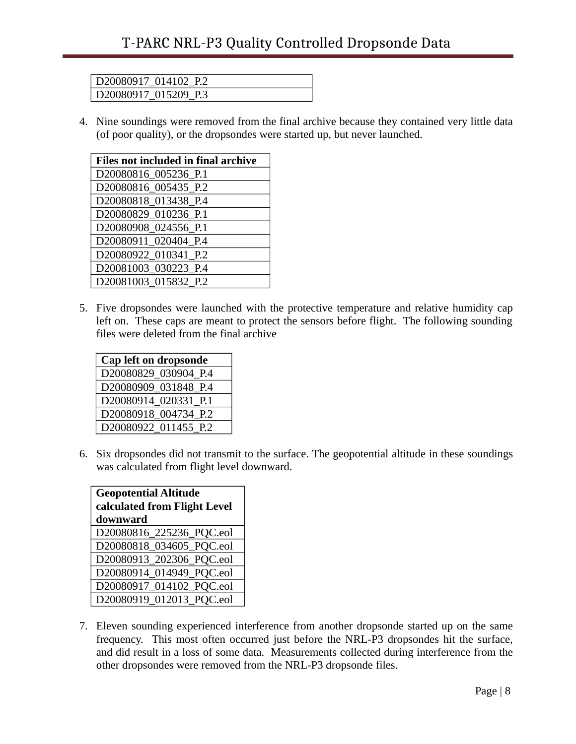| D20080917_014102_P.2 |
| --- |
| D20080917_015209_P.3 |

4. Nine soundings were removed from the final archive because they contained very little data (of poor quality), or the dropsondes were started up, but never launched.

| Files not included in final archive |
| --- |
| D20080816_005236_P.1 |
| D20080816_005435_P.2 |
| D20080818_013438_P.4 |
| D20080829_010236_P.1 |
| D20080908_024556_P.1 |
| D20080911_020404_P.4 |
| D20080922_010341_P.2 |
| D20081003_030223_P.4 |
| D20081003_015832_P.2 |

5. Five dropsondes were launched with the protective temperature and relative humidity cap left on. These caps are meant to protect the sensors before flight. The following sounding files were deleted from the final archive

| Cap left on dropsonde |
| --- |
| D20080829_030904_P.4 |
| D20080909_031848_P.4 |
| D20080914_020331_P.1 |
| D20080918_004734_P.2 |
| D20080922_011455_P.2 |

6. Six dropsondes did not transmit to the surface. The geopotential altitude in these soundings was calculated from flight level downward.

| Geopotential Altitude calculated from Flight Level downward |
| --- |
| D20080816_225236_PQC.eol |
| D20080818_034605_PQC.eol |
| D20080913_202306_PQC.eol |
| D20080914_014949_PQC.eol |
| D20080917_014102_PQC.eol |
| D20080919_012013_PQC.eol |

7. Eleven sounding experienced interference from another dropsonde started up on the same frequency. This most often occurred just before the NRL-P3 dropsondes hit the surface, and did result in a loss of some data. Measurements collected during interference from the other dropsondes were removed from the NRL-P3 dropsonde files.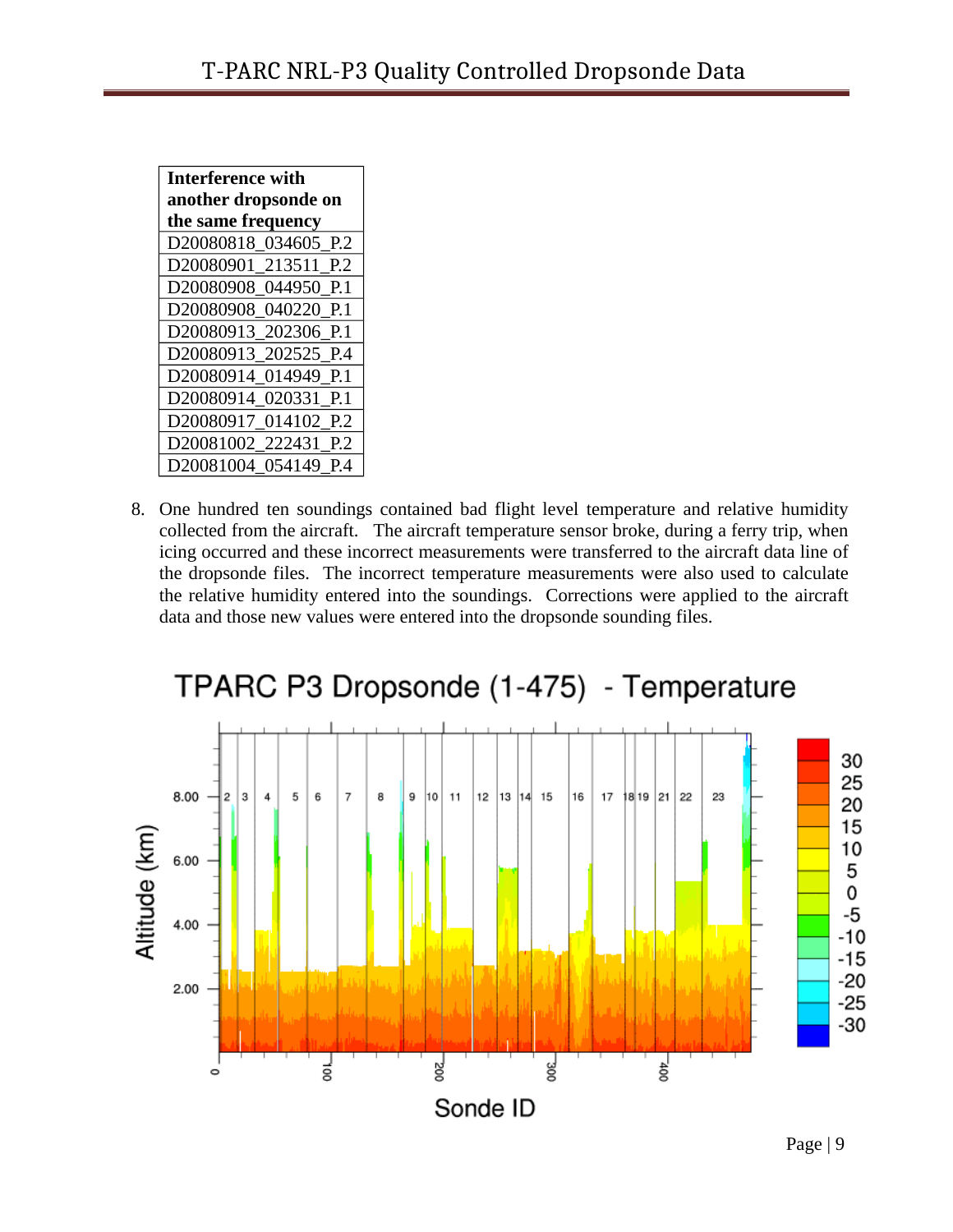| Interference with another dropsonde on the same frequency |
|---|
| D20080818_034605_P.2 |
| D20080901_213511_P.2 |
| D20080908_044950_P.1 |
| D20080908_040220_P.1 |
| D20080913_202306_P.1 |
| D20080913_202525_P.4 |
| D20080914_014949_P.1 |
| D20080914_020331_P.1 |
| D20080917_014102_P.2 |
| D20081002_222431_P.2 |
| D20081004_054149_P.4 |

8. One hundred ten soundings contained bad flight level temperature and relative humidity collected from the aircraft. The aircraft temperature sensor broke, during a ferry trip, when icing occurred and these incorrect measurements were transferred to the aircraft data line of the dropsonde files. The incorrect temperature measurements were also used to calculate the relative humidity entered into the soundings. Corrections were applied to the aircraft data and those new values were entered into the dropsonde sounding files.

TPARC P3 Dropsonde (1-475) - Temperature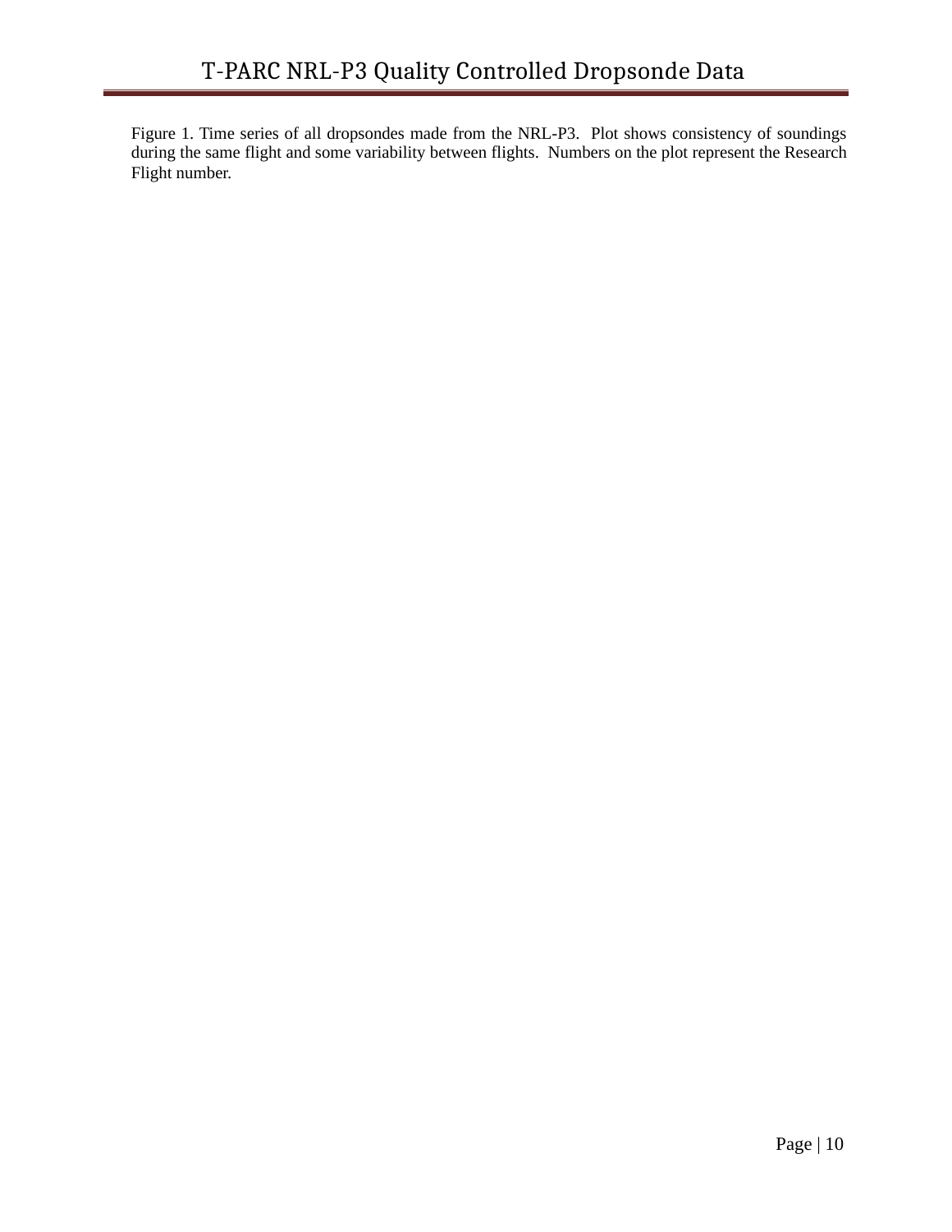Figure 1. Time series of all dropsondes made from the NRL-P3. Plot shows consistency of soundings during the same flight and some variability between flights. Numbers on the plot represent the Research Flight number.